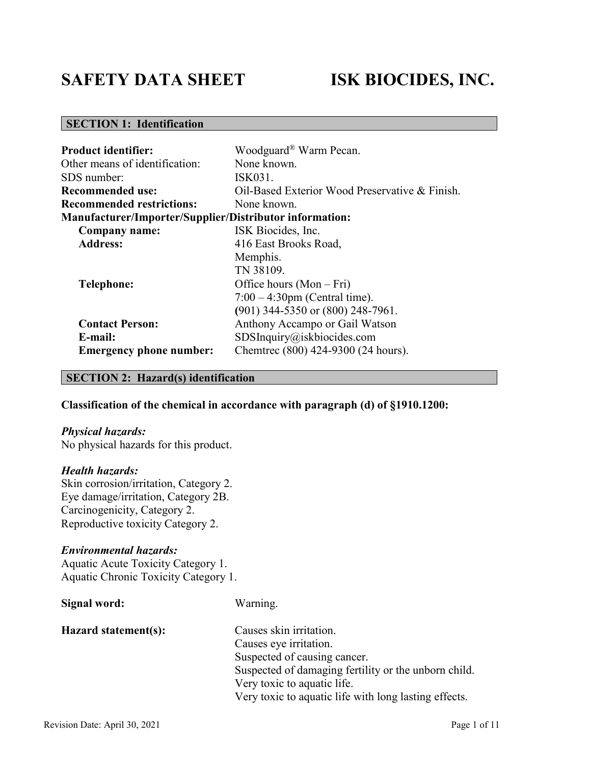# SAFETY DATA SHEET ISK BIOCIDES, INC.

## SECTION 1: Identification

**Product identifier:** Woodguard® Warm Pecan.
Other means of identification: None known.
SDS number: ISK031.
**Recommended use:** Oil-Based Exterior Wood Preservative & Finish.
**Recommended restrictions:** None known.
**Manufacturer/Importer/Supplier/Distributor information:**
- **Company name:** ISK Biocides, Inc.
- **Address:** 416 East Brooks Road, Memphis. TN 38109.
- **Telephone:** Office hours (Mon – Fri) 7:00 – 4:30pm (Central time). (901) 344-5350 or (800) 248-7961.
- **Contact Person:** Anthony Accampo or Gail Watson
- **E-mail:** SDSInquiry@iskbiocides.com
- **Emergency phone number:** Chemtrec (800) 424-9300 (24 hours).

## SECTION 2: Hazard(s) identification

**Classification of the chemical in accordance with paragraph (d) of §1910.1200:**

***Physical hazards:***
No physical hazards for this product.

***Health hazards:***
Skin corrosion/irritation, Category 2.
Eye damage/irritation, Category 2B.
Carcinogenicity, Category 2.
Reproductive toxicity Category 2.

***Environmental hazards:***
Aquatic Acute Toxicity Category 1.
Aquatic Chronic Toxicity Category 1.

**Signal word:** Warning.

**Hazard statement(s):**
Causes skin irritation.
Causes eye irritation.
Suspected of causing cancer.
Suspected of damaging fertility or the unborn child.
Very toxic to aquatic life.
Very toxic to aquatic life with long lasting effects.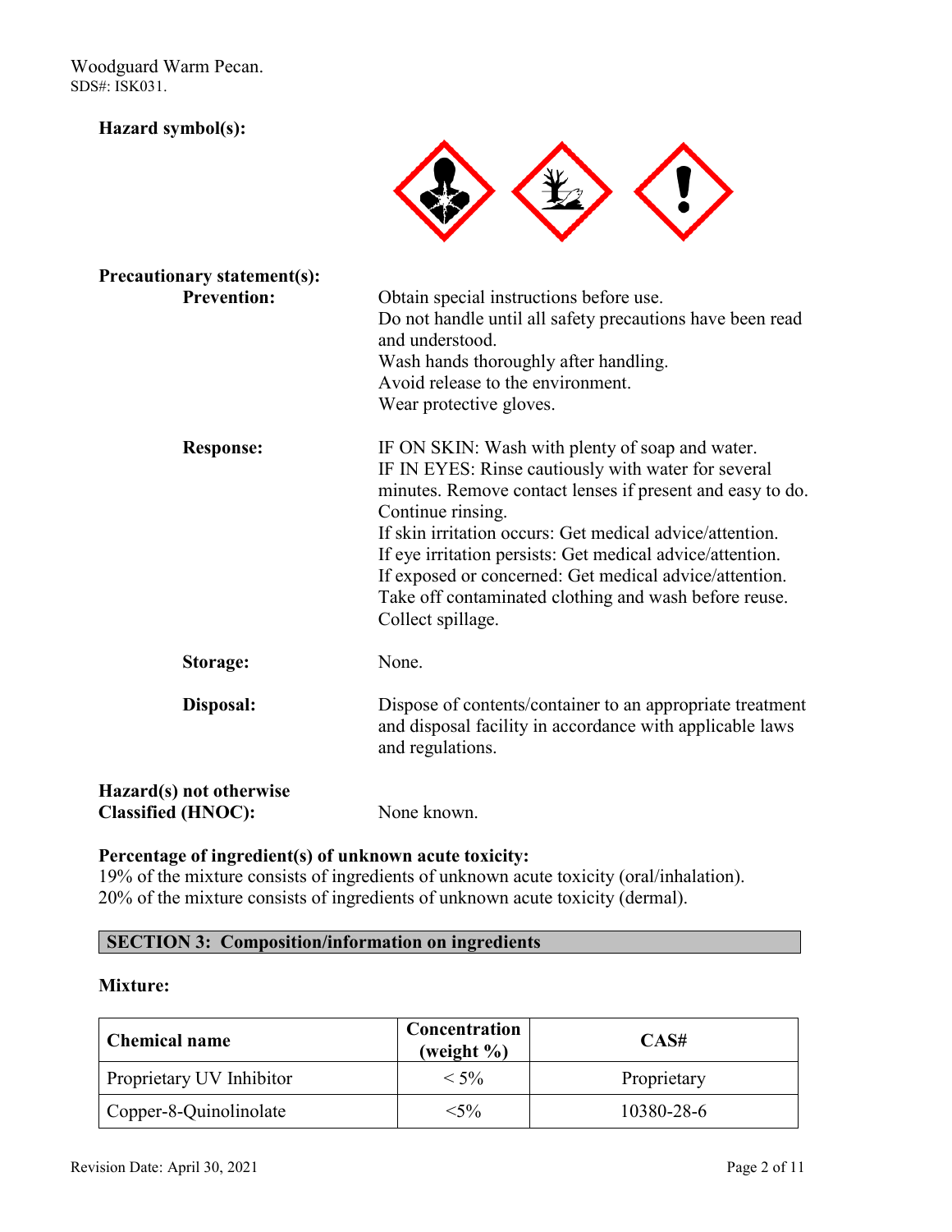**Hazard symbol(s):**

**Precautionary statement(s):**

**Prevention:**

Obtain special instructions before use.
Do not handle until all safety precautions have been read and understood.
Wash hands thoroughly after handling.
Avoid release to the environment.
Wear protective gloves.

**Response:**

IF ON SKIN: Wash with plenty of soap and water.
IF IN EYES: Rinse cautiously with water for several minutes. Remove contact lenses if present and easy to do. Continue rinsing.
If skin irritation occurs: Get medical advice/attention.
If eye irritation persists: Get medical advice/attention.
If exposed or concerned: Get medical advice/attention.
Take off contaminated clothing and wash before reuse.
Collect spillage.

**Storage:** None.

**Disposal:** Dispose of contents/container to an appropriate treatment and disposal facility in accordance with applicable laws and regulations.

**Hazard(s) not otherwise Classified (HNOC):** None known.

**Percentage of ingredient(s) of unknown acute toxicity:**
19% of the mixture consists of ingredients of unknown acute toxicity (oral/inhalation).
20% of the mixture consists of ingredients of unknown acute toxicity (dermal).

## SECTION 3: Composition/information on ingredients

**Mixture:**

| Chemical name | Concentration (weight %) | CAS# |
|---|---|---|
| Proprietary UV Inhibitor | < 5% | Proprietary |
| Copper-8-Quinolinolate | <5% | 10380-28-6 |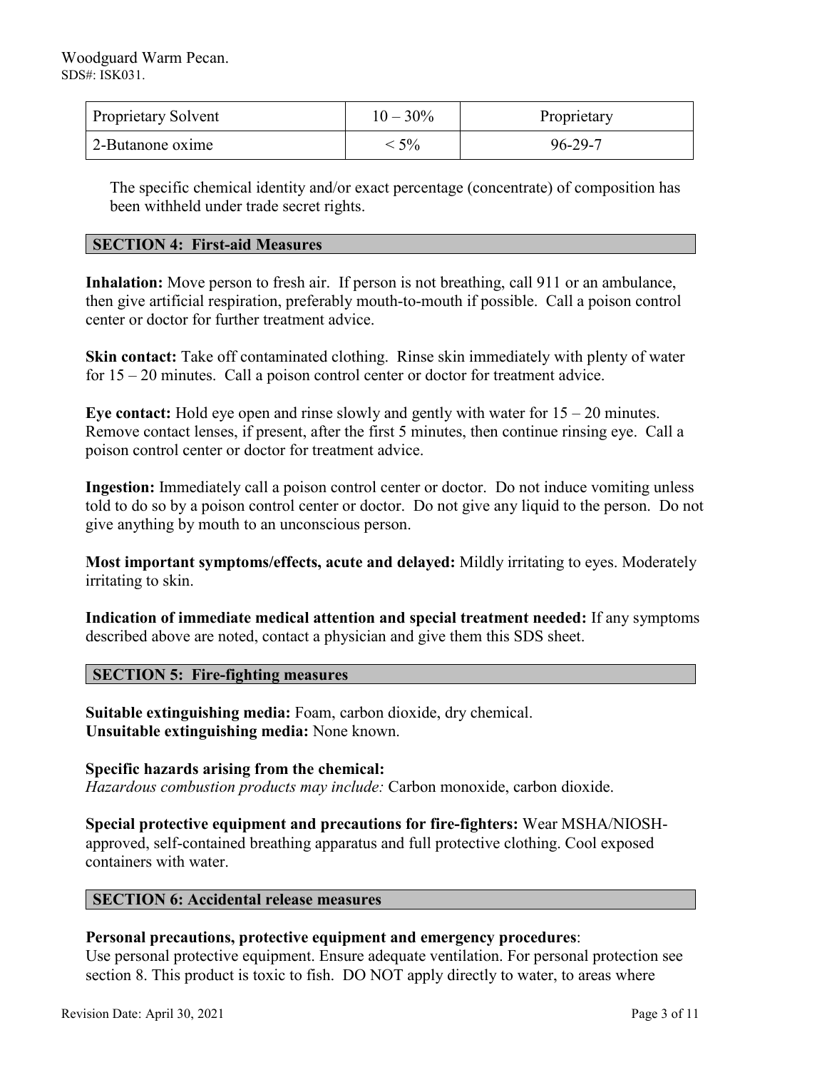| Proprietary Solvent | 10 – 30% | Proprietary |
|---|---|---|
| 2-Butanone oxime | < 5% | 96-29-7 |

The specific chemical identity and/or exact percentage (concentrate) of composition has been withheld under trade secret rights.

## SECTION 4: First-aid Measures

**Inhalation:** Move person to fresh air. If person is not breathing, call 911 or an ambulance, then give artificial respiration, preferably mouth-to-mouth if possible. Call a poison control center or doctor for further treatment advice.

**Skin contact:** Take off contaminated clothing. Rinse skin immediately with plenty of water for 15 – 20 minutes. Call a poison control center or doctor for treatment advice.

**Eye contact:** Hold eye open and rinse slowly and gently with water for 15 – 20 minutes. Remove contact lenses, if present, after the first 5 minutes, then continue rinsing eye. Call a poison control center or doctor for treatment advice.

**Ingestion:** Immediately call a poison control center or doctor. Do not induce vomiting unless told to do so by a poison control center or doctor. Do not give any liquid to the person. Do not give anything by mouth to an unconscious person.

**Most important symptoms/effects, acute and delayed:** Mildly irritating to eyes. Moderately irritating to skin.

**Indication of immediate medical attention and special treatment needed:** If any symptoms described above are noted, contact a physician and give them this SDS sheet.

## SECTION 5: Fire-fighting measures

**Suitable extinguishing media:** Foam, carbon dioxide, dry chemical.
**Unsuitable extinguishing media:** None known.

**Specific hazards arising from the chemical:**
*Hazardous combustion products may include:* Carbon monoxide, carbon dioxide.

**Special protective equipment and precautions for fire-fighters:** Wear MSHA/NIOSH-approved, self-contained breathing apparatus and full protective clothing. Cool exposed containers with water.

## SECTION 6: Accidental release measures

**Personal precautions, protective equipment and emergency procedures**:
Use personal protective equipment. Ensure adequate ventilation. For personal protection see section 8. This product is toxic to fish. DO NOT apply directly to water, to areas where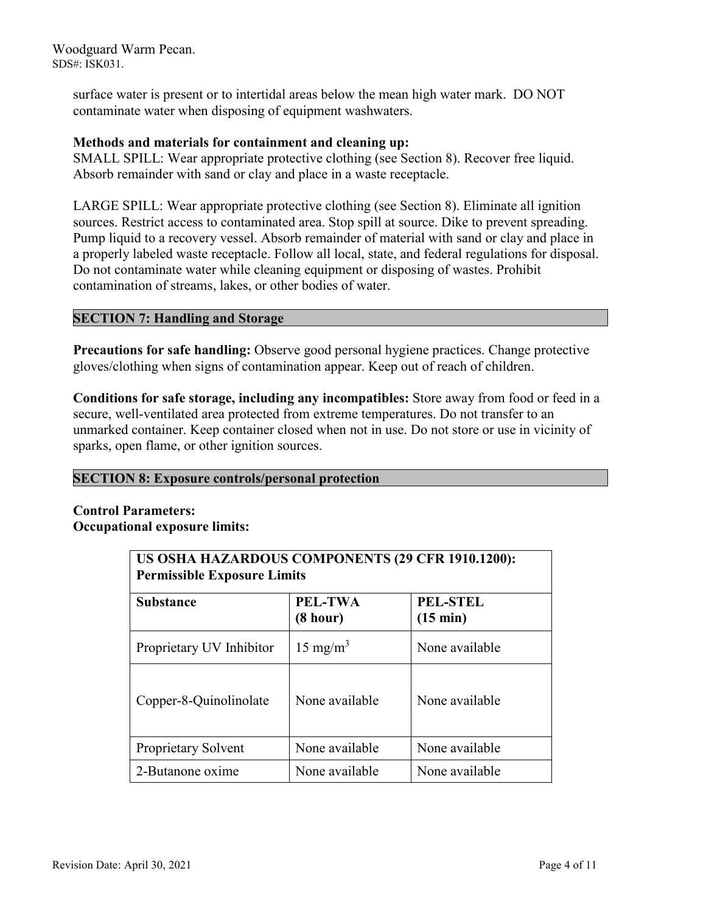surface water is present or to intertidal areas below the mean high water mark. DO NOT contaminate water when disposing of equipment washwaters.

**Methods and materials for containment and cleaning up:**
SMALL SPILL: Wear appropriate protective clothing (see Section 8). Recover free liquid. Absorb remainder with sand or clay and place in a waste receptacle.

LARGE SPILL: Wear appropriate protective clothing (see Section 8). Eliminate all ignition sources. Restrict access to contaminated area. Stop spill at source. Dike to prevent spreading. Pump liquid to a recovery vessel. Absorb remainder of material with sand or clay and place in a properly labeled waste receptacle. Follow all local, state, and federal regulations for disposal. Do not contaminate water while cleaning equipment or disposing of wastes. Prohibit contamination of streams, lakes, or other bodies of water.

## SECTION 7: Handling and Storage

**Precautions for safe handling:** Observe good personal hygiene practices. Change protective gloves/clothing when signs of contamination appear. Keep out of reach of children.

**Conditions for safe storage, including any incompatibles:** Store away from food or feed in a secure, well-ventilated area protected from extreme temperatures. Do not transfer to an unmarked container. Keep container closed when not in use. Do not store or use in vicinity of sparks, open flame, or other ignition sources.

## SECTION 8: Exposure controls/personal protection

**Control Parameters:**
**Occupational exposure limits:**

| US OSHA HAZARDOUS COMPONENTS (29 CFR 1910.1200): Permissible Exposure Limits | | |
|---|---|---|
| **Substance** | **PEL-TWA (8 hour)** | **PEL-STEL (15 min)** |
| Proprietary UV Inhibitor | 15 mg/m$^3$ | None available |
| Copper-8-Quinolinolate | None available | None available |
| Proprietary Solvent | None available | None available |
| 2-Butanone oxime | None available | None available |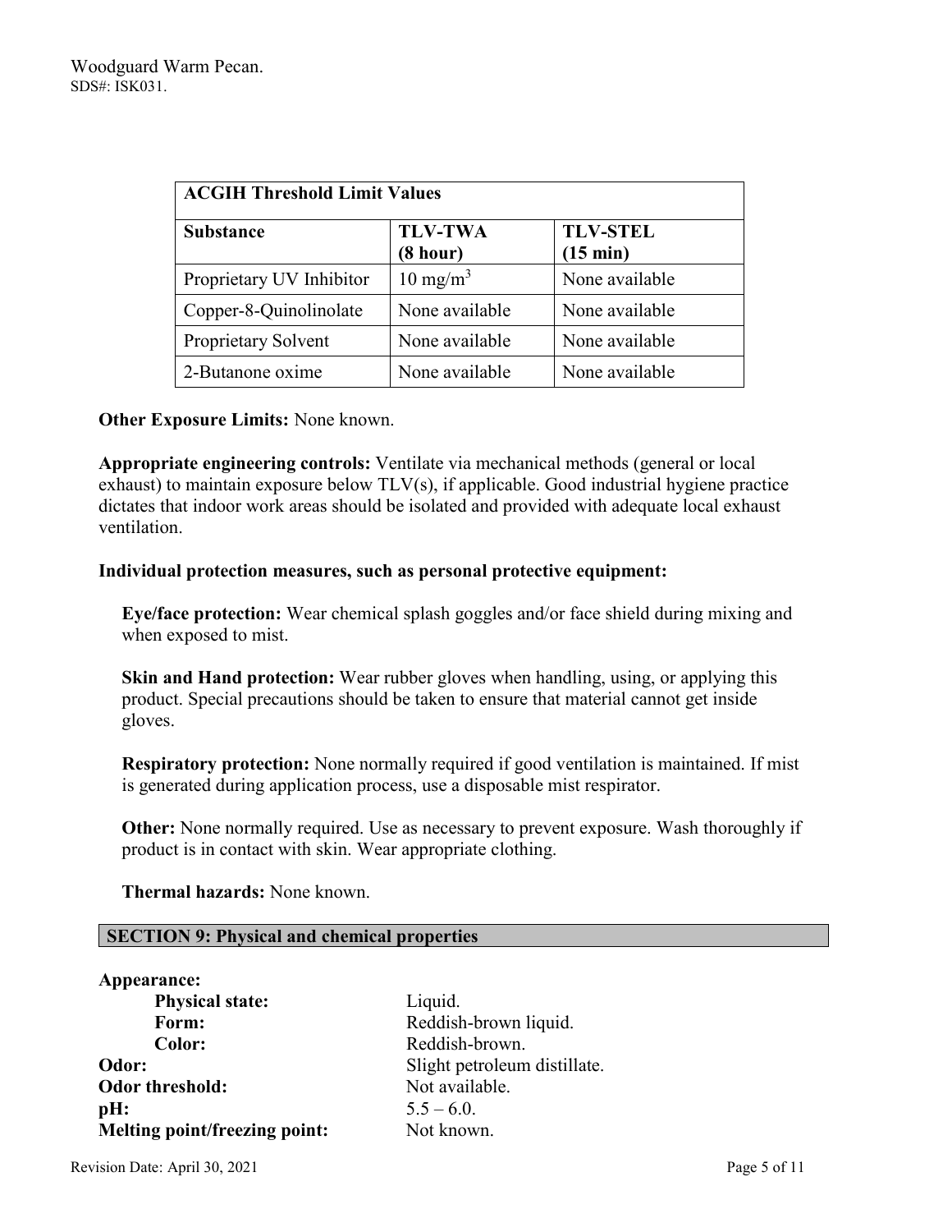| ACGIH Threshold Limit Values | | |
| --- | --- | --- |
| **Substance** | **TLV-TWA (8 hour)** | **TLV-STEL (15 min)** |
| Proprietary UV Inhibitor | 10 $mg/m^3$ | None available |
| Copper-8-Quinolinolate | None available | None available |
| Proprietary Solvent | None available | None available |
| 2-Butanone oxime | None available | None available |

**Other Exposure Limits:** None known.

**Appropriate engineering controls:** Ventilate via mechanical methods (general or local exhaust) to maintain exposure below TLV(s), if applicable. Good industrial hygiene practice dictates that indoor work areas should be isolated and provided with adequate local exhaust ventilation.

**Individual protection measures, such as personal protective equipment:**

**Eye/face protection:** Wear chemical splash goggles and/or face shield during mixing and when exposed to mist.

**Skin and Hand protection:** Wear rubber gloves when handling, using, or applying this product. Special precautions should be taken to ensure that material cannot get inside gloves.

**Respiratory protection:** None normally required if good ventilation is maintained. If mist is generated during application process, use a disposable mist respirator.

**Other:** None normally required. Use as necessary to prevent exposure. Wash thoroughly if product is in contact with skin. Wear appropriate clothing.

**Thermal hazards:** None known.

## SECTION 9: Physical and chemical properties

**Appearance:**

- **Physical state:** Liquid.
- **Form:** Reddish-brown liquid.
- **Color:** Reddish-brown.

**Odor:** Slight petroleum distillate.

**Odor threshold:** Not available.

**pH:** 5.5 – 6.0.

**Melting point/freezing point:** Not known.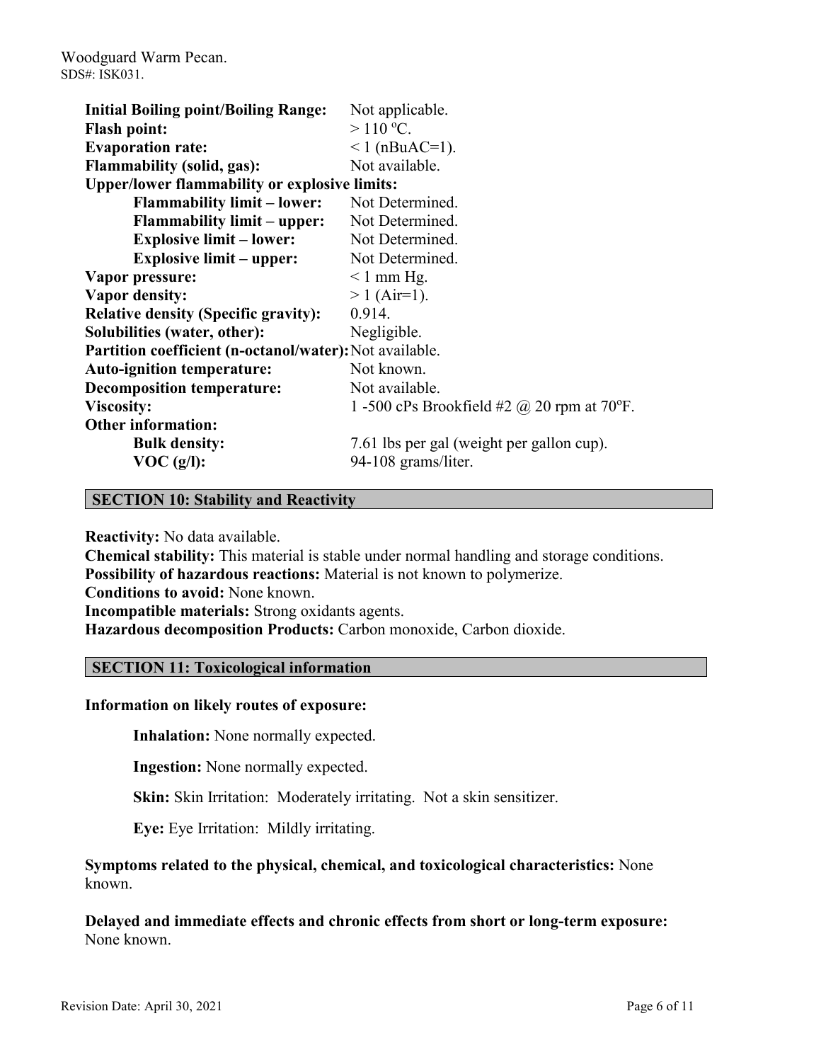| | |
|---|---|
| **Initial Boiling point/Boiling Range:** | Not applicable. |
| **Flash point:** | > 110 ºC. |
| **Evaporation rate:** | < 1 (nBuAC=1). |
| **Flammability (solid, gas):** | Not available. |
| **Upper/lower flammability or explosive limits:** | |
| **Flammability limit – lower:** | Not Determined. |
| **Flammability limit – upper:** | Not Determined. |
| **Explosive limit – lower:** | Not Determined. |
| **Explosive limit – upper:** | Not Determined. |
| **Vapor pressure:** | < 1 mm Hg. |
| **Vapor density:** | > 1 (Air=1). |
| **Relative density (Specific gravity):** | 0.914. |
| **Solubilities (water, other):** | Negligible. |
| **Partition coefficient (n-octanol/water):** | Not available. |
| **Auto-ignition temperature:** | Not known. |
| **Decomposition temperature:** | Not available. |
| **Viscosity:** | 1 -500 cPs Brookfield #2 @ 20 rpm at 70ºF. |
| **Other information:** | |
| **Bulk density:** | 7.61 lbs per gal (weight per gallon cup). |
| **VOC (g/l):** | 94-108 grams/liter. |

## SECTION 10: Stability and Reactivity

**Reactivity:** No data available.
**Chemical stability:** This material is stable under normal handling and storage conditions.
**Possibility of hazardous reactions:** Material is not known to polymerize.
**Conditions to avoid:** None known.
**Incompatible materials:** Strong oxidants agents.
**Hazardous decomposition Products:** Carbon monoxide, Carbon dioxide.

## SECTION 11: Toxicological information

**Information on likely routes of exposure:**

**Inhalation:** None normally expected.

**Ingestion:** None normally expected.

**Skin:** Skin Irritation: Moderately irritating. Not a skin sensitizer.

**Eye:** Eye Irritation: Mildly irritating.

**Symptoms related to the physical, chemical, and toxicological characteristics:** None known.

**Delayed and immediate effects and chronic effects from short or long-term exposure:** None known.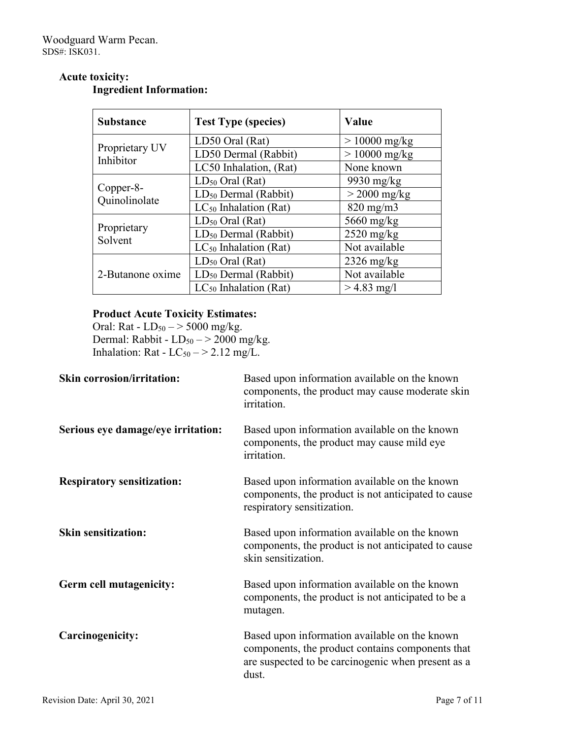**Acute toxicity:**

**Ingredient Information:**

| Substance | Test Type (species) | Value |
|---|---|---|
| Proprietary UV Inhibitor | LD50 Oral (Rat) | > 10000 mg/kg |
| | LD50 Dermal (Rabbit) | > 10000 mg/kg |
| | LC50 Inhalation, (Rat) | None known |
| Copper-8-Quinolinolate | $LD_{50}$ Oral (Rat) | 9930 mg/kg |
| | $LD_{50}$ Dermal (Rabbit) | > 2000 mg/kg |
| | $LC_{50}$ Inhalation (Rat) | 820 mg/m3 |
| Proprietary Solvent | $LD_{50}$ Oral (Rat) | 5660 mg/kg |
| | $LD_{50}$ Dermal (Rabbit) | 2520 mg/kg |
| | $LC_{50}$ Inhalation (Rat) | Not available |
| 2-Butanone oxime | $LD_{50}$ Oral (Rat) | 2326 mg/kg |
| | $LD_{50}$ Dermal (Rabbit) | Not available |
| | $LC_{50}$ Inhalation (Rat) | > 4.83 mg/l |

**Product Acute Toxicity Estimates:**

Oral: Rat - $LD_{50}$ – > 5000 mg/kg.
Dermal: Rabbit - $LD_{50}$ – > 2000 mg/kg.
Inhalation: Rat - $LC_{50}$ – > 2.12 mg/L.

**Skin corrosion/irritation:** Based upon information available on the known components, the product may cause moderate skin irritation.

**Serious eye damage/eye irritation:** Based upon information available on the known components, the product may cause mild eye irritation.

**Respiratory sensitization:** Based upon information available on the known components, the product is not anticipated to cause respiratory sensitization.

**Skin sensitization:** Based upon information available on the known components, the product is not anticipated to cause skin sensitization.

**Germ cell mutagenicity:** Based upon information available on the known components, the product is not anticipated to be a mutagen.

**Carcinogenicity:** Based upon information available on the known components, the product contains components that are suspected to be carcinogenic when present as a dust.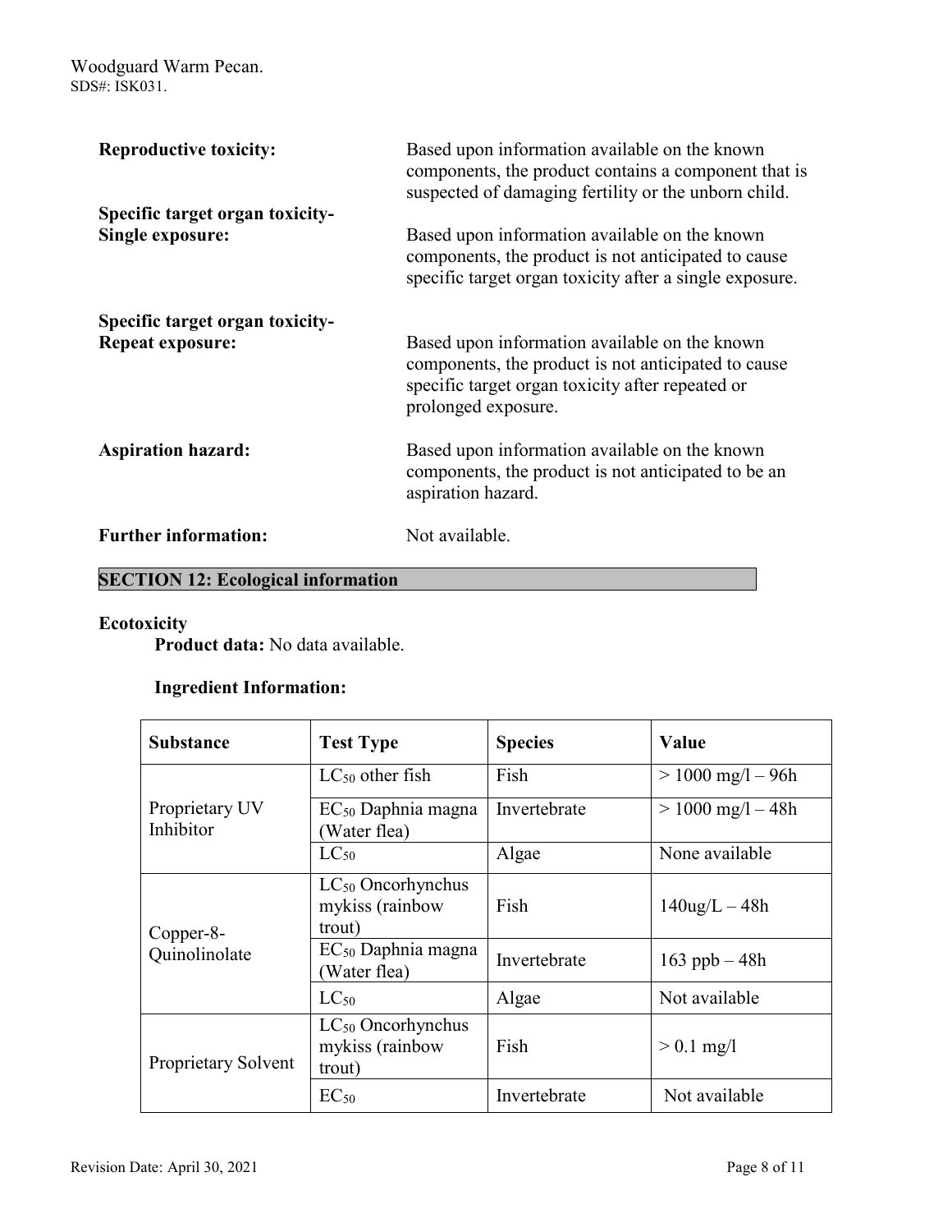**Reproductive toxicity:** Based upon information available on the known components, the product contains a component that is suspected of damaging fertility or the unborn child.

**Specific target organ toxicity-Single exposure:** Based upon information available on the known components, the product is not anticipated to cause specific target organ toxicity after a single exposure.

**Specific target organ toxicity-Repeat exposure:** Based upon information available on the known components, the product is not anticipated to cause specific target organ toxicity after repeated or prolonged exposure.

**Aspiration hazard:** Based upon information available on the known components, the product is not anticipated to be an aspiration hazard.

**Further information:** Not available.

## SECTION 12: Ecological information

**Ecotoxicity**

**Product data:** No data available.

**Ingredient Information:**

| Substance | Test Type | Species | Value |
|---|---|---|---|
| Proprietary UV Inhibitor | $LC_{50}$ other fish | Fish | > 1000 mg/l – 96h |
| | $EC_{50}$ Daphnia magna (Water flea) | Invertebrate | > 1000 mg/l – 48h |
| | $LC_{50}$ | Algae | None available |
| Copper-8-Quinolinolate | $LC_{50}$ Oncorhynchus mykiss (rainbow trout) | Fish | 140ug/L – 48h |
| | $EC_{50}$ Daphnia magna (Water flea) | Invertebrate | 163 ppb – 48h |
| | $LC_{50}$ | Algae | Not available |
| Proprietary Solvent | $LC_{50}$ Oncorhynchus mykiss (rainbow trout) | Fish | > 0.1 mg/l |
| | $EC_{50}$ | Invertebrate | Not available |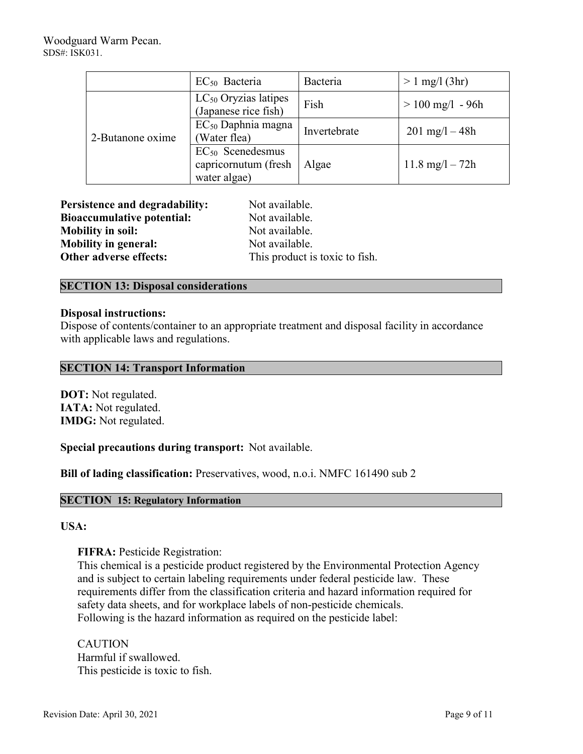| | $EC_{50}$ Bacteria | Bacteria | > 1 mg/l (3hr) |
|---|---|---|---|
| 2-Butanone oxime | $LC_{50}$ Oryzias latipes (Japanese rice fish) | Fish | > 100 mg/l - 96h |
| | $EC_{50}$ Daphnia magna (Water flea) | Invertebrate | 201 mg/l – 48h |
| | $EC_{50}$ Scenedesmus capricornutum (fresh water algae) | Algae | 11.8 mg/l – 72h |

**Persistence and degradability:** Not available.
**Bioaccumulative potential:** Not available.
**Mobility in soil:** Not available.
**Mobility in general:** Not available.
**Other adverse effects:** This product is toxic to fish.

## SECTION 13: Disposal considerations

**Disposal instructions:**
Dispose of contents/container to an appropriate treatment and disposal facility in accordance with applicable laws and regulations.

## SECTION 14: Transport Information

**DOT:** Not regulated.
**IATA:** Not regulated.
**IMDG:** Not regulated.

**Special precautions during transport:** Not available.

**Bill of lading classification:** Preservatives, wood, n.o.i. NMFC 161490 sub 2

## SECTION 15: Regulatory Information

**USA:**

**FIFRA:** Pesticide Registration:
This chemical is a pesticide product registered by the Environmental Protection Agency and is subject to certain labeling requirements under federal pesticide law. These requirements differ from the classification criteria and hazard information required for safety data sheets, and for workplace labels of non-pesticide chemicals.
Following is the hazard information as required on the pesticide label:

CAUTION
Harmful if swallowed.
This pesticide is toxic to fish.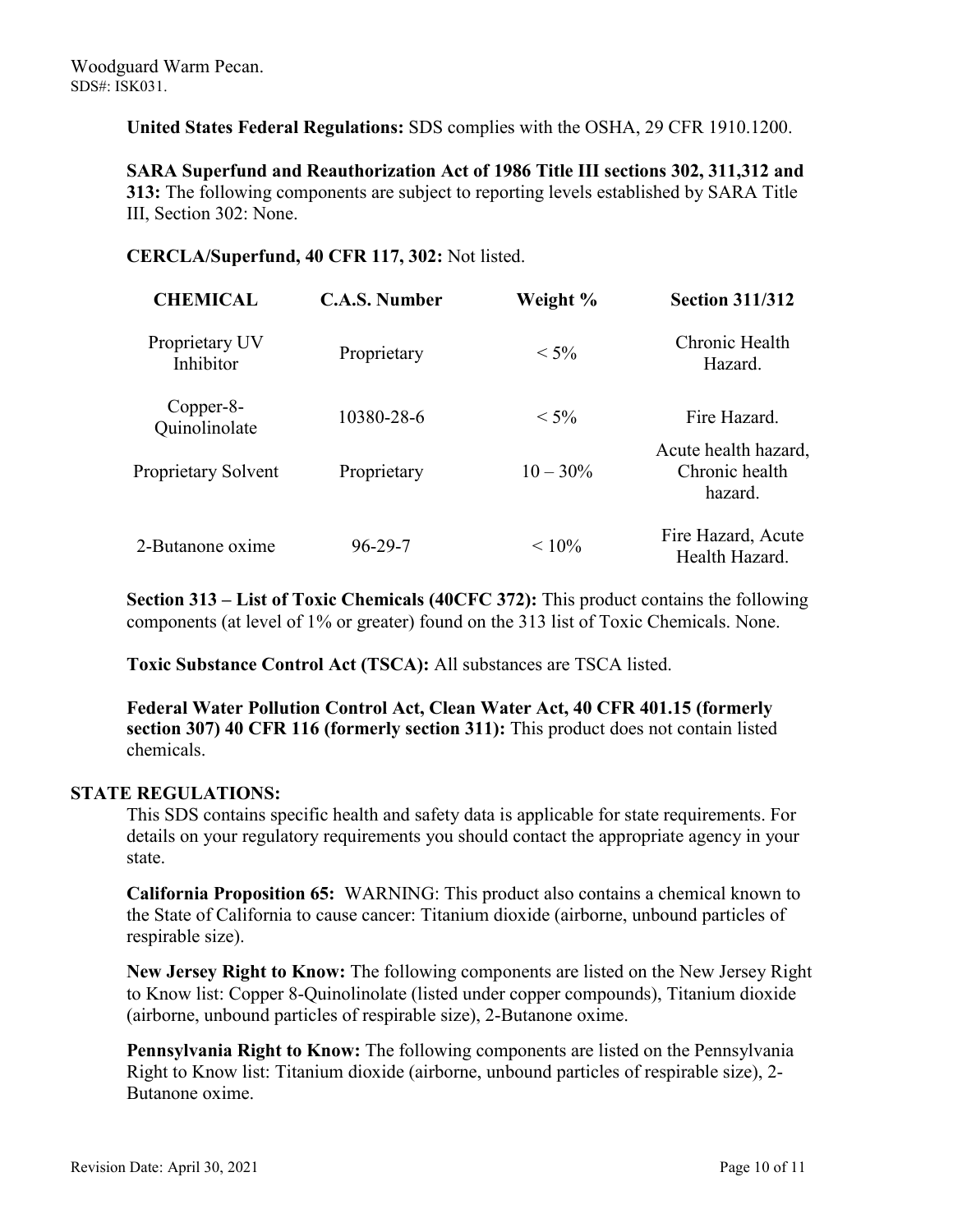**United States Federal Regulations:** SDS complies with the OSHA, 29 CFR 1910.1200.

**SARA Superfund and Reauthorization Act of 1986 Title III sections 302, 311,312 and 313:** The following components are subject to reporting levels established by SARA Title III, Section 302: None.

**CERCLA/Superfund, 40 CFR 117, 302:** Not listed.

| CHEMICAL | C.A.S. Number | Weight % | Section 311/312 |
|---|---|---|---|
| Proprietary UV Inhibitor | Proprietary | < 5% | Chronic Health Hazard. |
| Copper-8-Quinolinolate | 10380-28-6 | < 5% | Fire Hazard. |
| Proprietary Solvent | Proprietary | 10 – 30% | Acute health hazard, Chronic health hazard. |
| 2-Butanone oxime | 96-29-7 | < 10% | Fire Hazard, Acute Health Hazard. |

**Section 313 – List of Toxic Chemicals (40CFC 372):** This product contains the following components (at level of 1% or greater) found on the 313 list of Toxic Chemicals. None.

**Toxic Substance Control Act (TSCA):** All substances are TSCA listed.

**Federal Water Pollution Control Act, Clean Water Act, 40 CFR 401.15 (formerly section 307) 40 CFR 116 (formerly section 311):** This product does not contain listed chemicals.

**STATE REGULATIONS:**

This SDS contains specific health and safety data is applicable for state requirements. For details on your regulatory requirements you should contact the appropriate agency in your state.

**California Proposition 65:** WARNING: This product also contains a chemical known to the State of California to cause cancer: Titanium dioxide (airborne, unbound particles of respirable size).

**New Jersey Right to Know:** The following components are listed on the New Jersey Right to Know list: Copper 8-Quinolinolate (listed under copper compounds), Titanium dioxide (airborne, unbound particles of respirable size), 2-Butanone oxime.

**Pennsylvania Right to Know:** The following components are listed on the Pennsylvania Right to Know list: Titanium dioxide (airborne, unbound particles of respirable size), 2-Butanone oxime.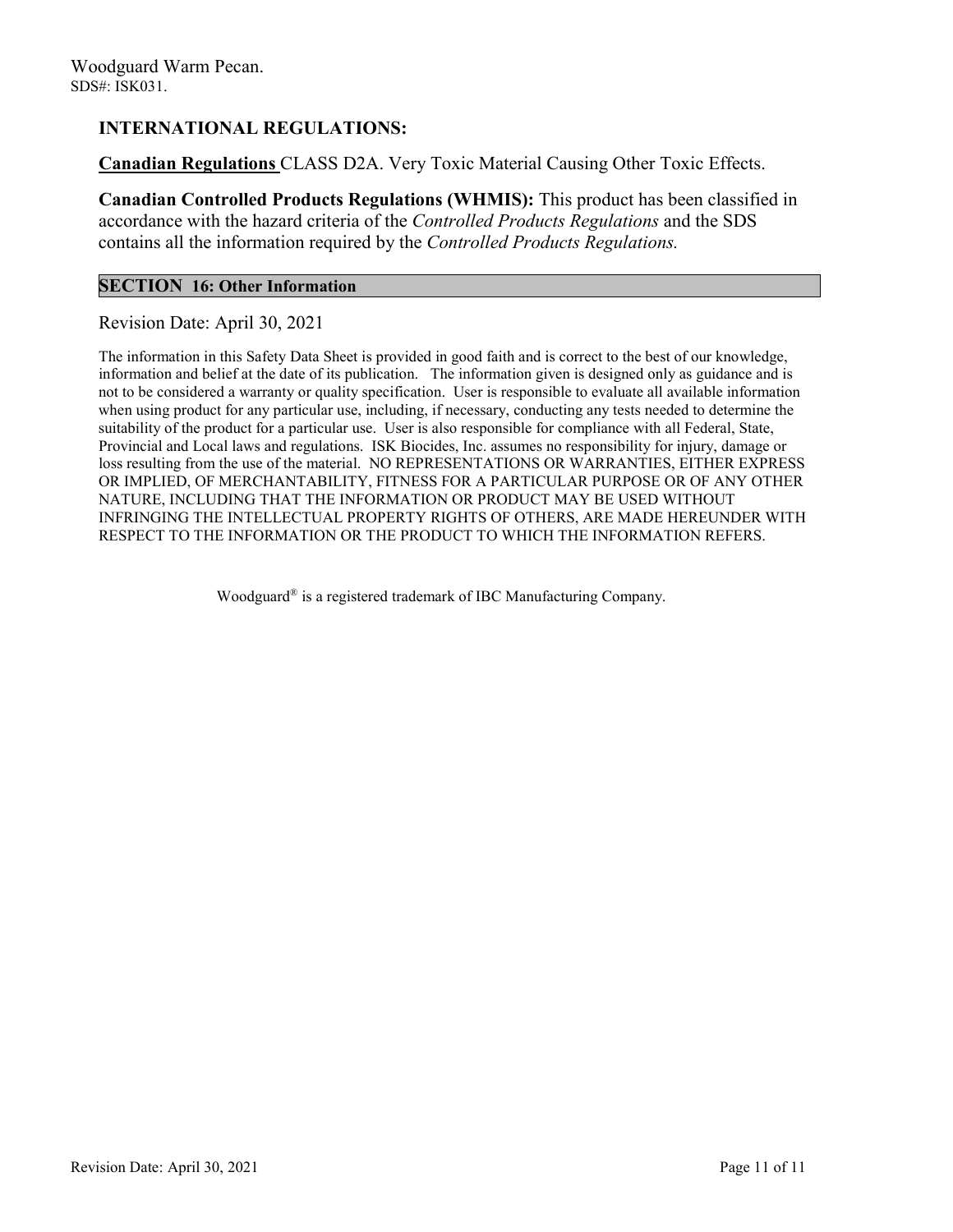### INTERNATIONAL REGULATIONS:

**Canadian Regulations** CLASS D2A. Very Toxic Material Causing Other Toxic Effects.

**Canadian Controlled Products Regulations (WHMIS):** This product has been classified in accordance with the hazard criteria of the *Controlled Products Regulations* and the SDS contains all the information required by the *Controlled Products Regulations.*

## SECTION 16: Other Information

Revision Date: April 30, 2021

The information in this Safety Data Sheet is provided in good faith and is correct to the best of our knowledge, information and belief at the date of its publication. The information given is designed only as guidance and is not to be considered a warranty or quality specification. User is responsible to evaluate all available information when using product for any particular use, including, if necessary, conducting any tests needed to determine the suitability of the product for a particular use. User is also responsible for compliance with all Federal, State, Provincial and Local laws and regulations. ISK Biocides, Inc. assumes no responsibility for injury, damage or loss resulting from the use of the material. NO REPRESENTATIONS OR WARRANTIES, EITHER EXPRESS OR IMPLIED, OF MERCHANTABILITY, FITNESS FOR A PARTICULAR PURPOSE OR OF ANY OTHER NATURE, INCLUDING THAT THE INFORMATION OR PRODUCT MAY BE USED WITHOUT INFRINGING THE INTELLECTUAL PROPERTY RIGHTS OF OTHERS, ARE MADE HEREUNDER WITH RESPECT TO THE INFORMATION OR THE PRODUCT TO WHICH THE INFORMATION REFERS.

Woodguard® is a registered trademark of IBC Manufacturing Company.